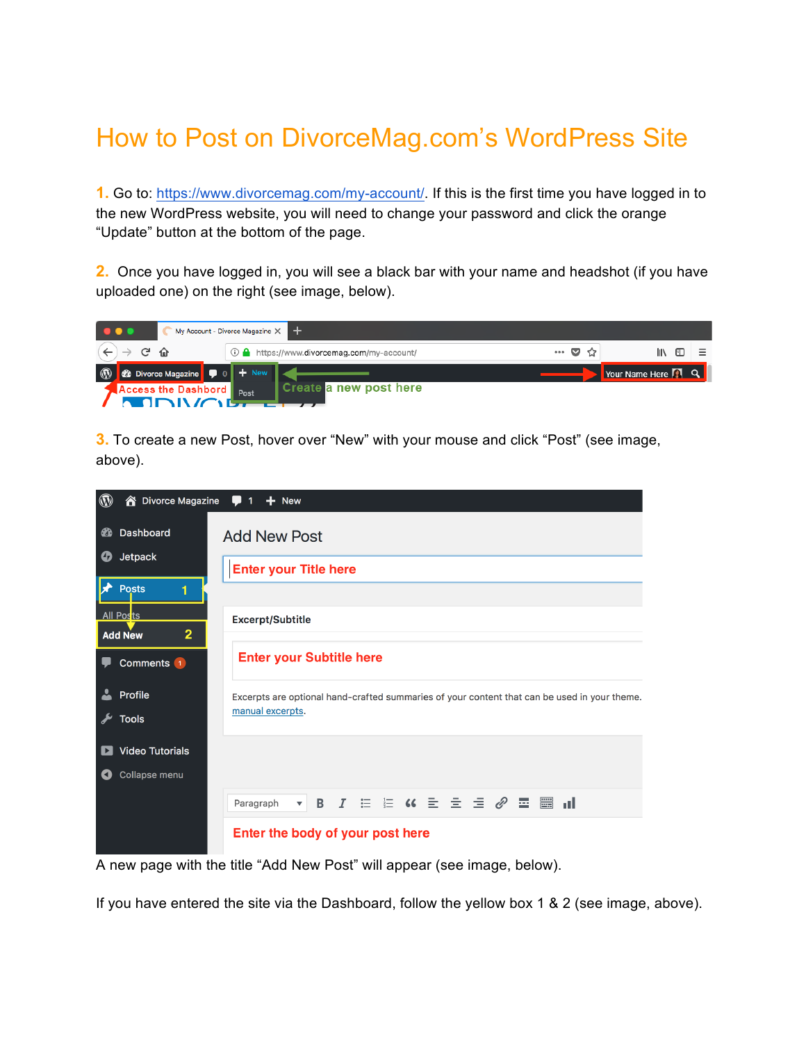# How to Post on DivorceMag.com's WordPress Site

**1.** Go to: [https://www.divorcemag.com/my-account/](https://www.divorcemag.com/my-account/). If this is the first time you have logged in to the new WordPress website, you will need to change your password and click the orange "Update" button at the bottom of the page.

**2.** Once you have logged in, you will see a black bar with your name and headshot (if you have uploaded one) on the right (see image, below).

**3.** To create a new Post, hover over "New" with your mouse and click "Post" (see image, above).

A new page with the title "Add New Post" will appear (see image, below).

If you have entered the site via the Dashboard, follow the yellow box 1 & 2 (see image, above).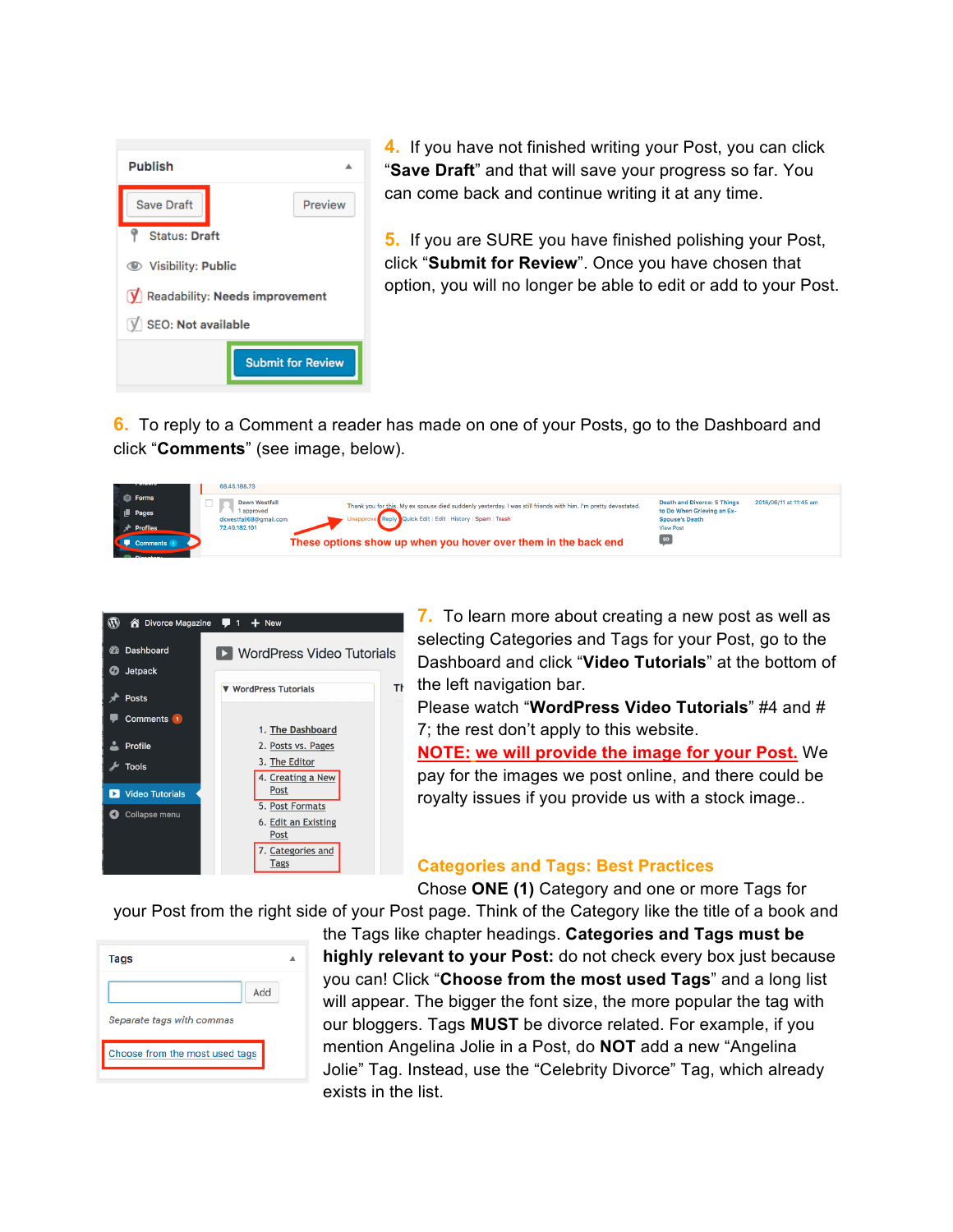4. If you have not finished writing your Post, you can click "**Save Draft**" and that will save your progress so far. You can come back and continue writing it at any time.

5. If you are SURE you have finished polishing your Post, click "**Submit for Review**". Once you have chosen that option, you will no longer be able to edit or add to your Post.

6. To reply to a Comment a reader has made on one of your Posts, go to the Dashboard and click "**Comments**" (see image, below).

7. To learn more about creating a new post as well as selecting Categories and Tags for your Post, go to the Dashboard and click "**Video Tutorials**" at the bottom of the left navigation bar.

Please watch "**WordPress Video Tutorials**" #4 and #7; the rest don't apply to this website.

**NOTE: we will provide the image for your Post.** We pay for the images we post online, and there could be royalty issues if you provide us with a stock image..

## Categories and Tags: Best Practices

Chose **ONE (1)** Category and one or more Tags for your Post from the right side of your Post page. Think of the Category like the title of a book and the Tags like chapter headings. **Categories and Tags must be highly relevant to your Post:** do not check every box just because you can! Click "**Choose from the most used Tags**" and a long list will appear. The bigger the font size, the more popular the tag with our bloggers. Tags **MUST** be divorce related. For example, if you mention Angelina Jolie in a Post, do **NOT** add a new "Angelina Jolie" Tag. Instead, use the "Celebrity Divorce" Tag, which already exists in the list.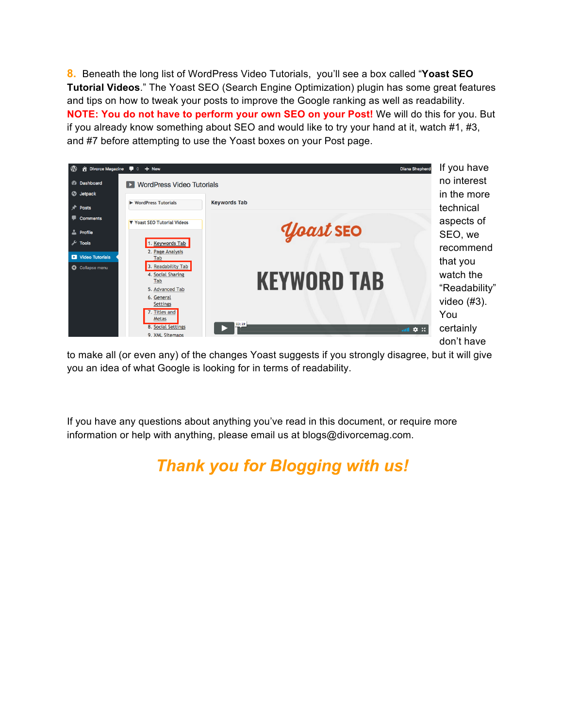8. Beneath the long list of WordPress Video Tutorials, you'll see a box called "**Yoast SEO Tutorial Videos**." The Yoast SEO (Search Engine Optimization) plugin has some great features and tips on how to tweak your posts to improve the Google ranking as well as readability. **NOTE: You do not have to perform your own SEO on your Post!** We will do this for you. But if you already know something about SEO and would like to try your hand at it, watch #1, #3, and #7 before attempting to use the Yoast boxes on your Post page.

If you have no interest in the more technical aspects of SEO, we recommend that you watch the "Readability" video (#3). You certainly don't have to make all (or even any) of the changes Yoast suggests if you strongly disagree, but it will give you an idea of what Google is looking for in terms of readability.

If you have any questions about anything you've read in this document, or require more information or help with anything, please email us at blogs@divorcemag.com.

***Thank you for Blogging with us!***